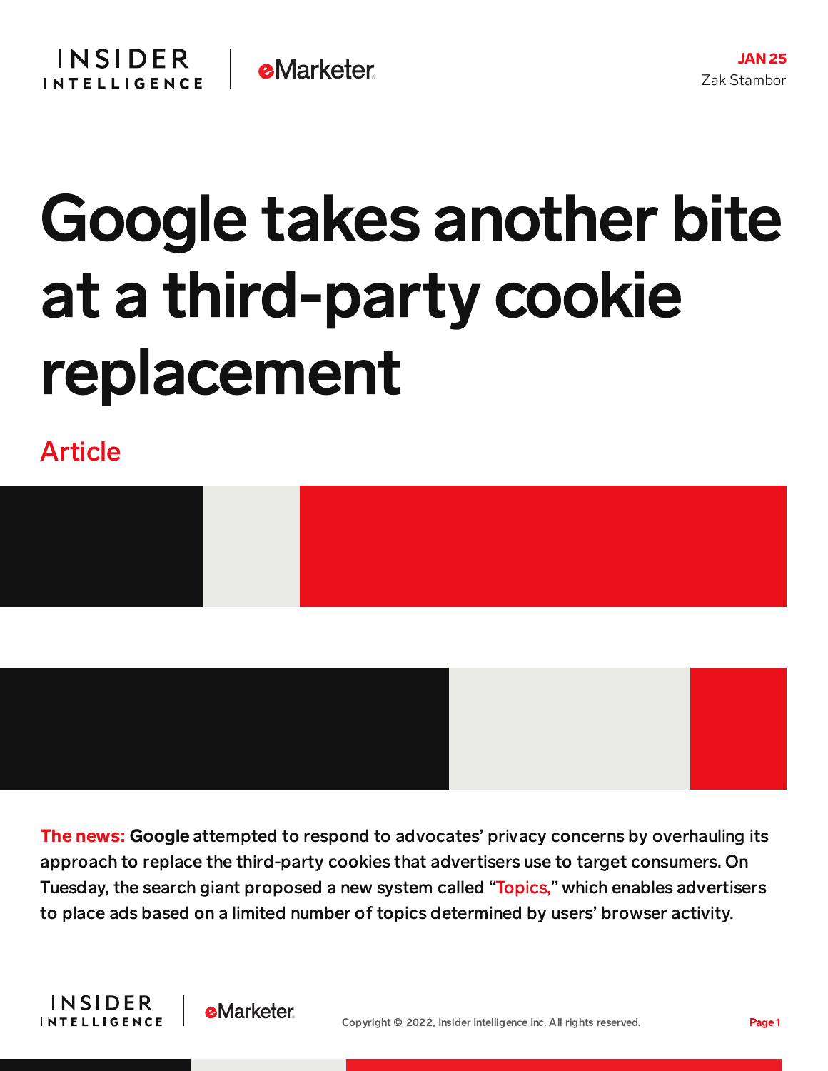JAN 25

Zak Stambor

# Google takes another bite at a third-party cookie replacement

Article

**The news:** **Google** attempted to respond to advocates' privacy concerns by overhauling its approach to replace the third-party cookies that advertisers use to target consumers. On Tuesday, the search giant proposed a new system called "Topics," which enables advertisers to place ads based on a limited number of topics determined by users' browser activity.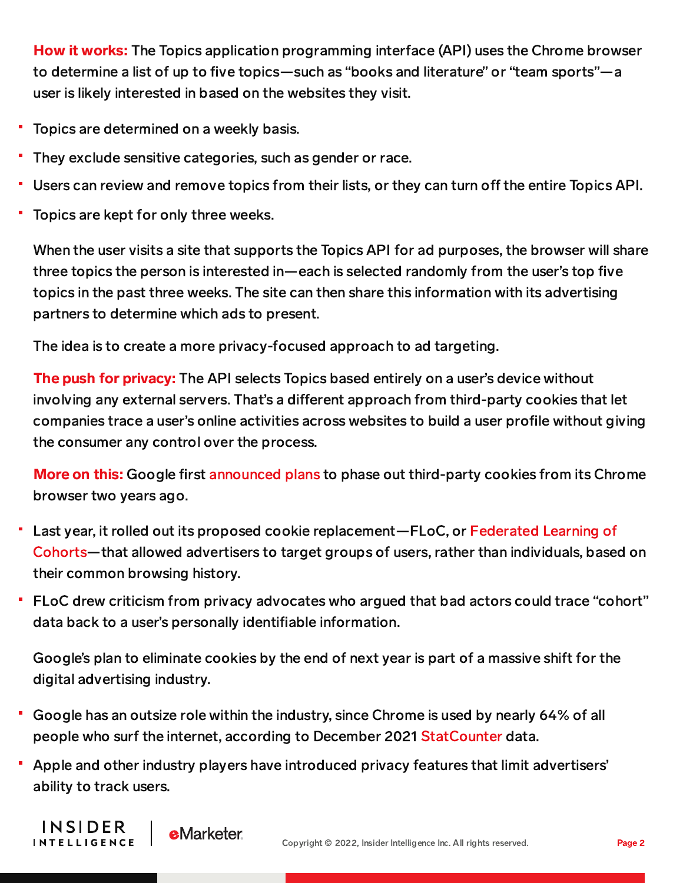**How it works:** The Topics application programming interface (API) uses the Chrome browser to determine a list of up to five topics—such as "books and literature" or "team sports"—a user is likely interested in based on the websites they visit.

- Topics are determined on a weekly basis.
- They exclude sensitive categories, such as gender or race.
- Users can review and remove topics from their lists, or they can turn off the entire Topics API.
- Topics are kept for only three weeks.

When the user visits a site that supports the Topics API for ad purposes, the browser will share three topics the person is interested in—each is selected randomly from the user's top five topics in the past three weeks. The site can then share this information with its advertising partners to determine which ads to present.

The idea is to create a more privacy-focused approach to ad targeting.

**The push for privacy:** The API selects Topics based entirely on a user's device without involving any external servers. That's a different approach from third-party cookies that let companies trace a user's online activities across websites to build a user profile without giving the consumer any control over the process.

**More on this:** Google first announced plans to phase out third-party cookies from its Chrome browser two years ago.

- Last year, it rolled out its proposed cookie replacement—FLoC, or Federated Learning of Cohorts—that allowed advertisers to target groups of users, rather than individuals, based on their common browsing history.
- FLoC drew criticism from privacy advocates who argued that bad actors could trace "cohort" data back to a user's personally identifiable information.

Google's plan to eliminate cookies by the end of next year is part of a massive shift for the digital advertising industry.

- Google has an outsize role within the industry, since Chrome is used by nearly 64% of all people who surf the internet, according to December 2021 StatCounter data.
- Apple and other industry players have introduced privacy features that limit advertisers' ability to track users.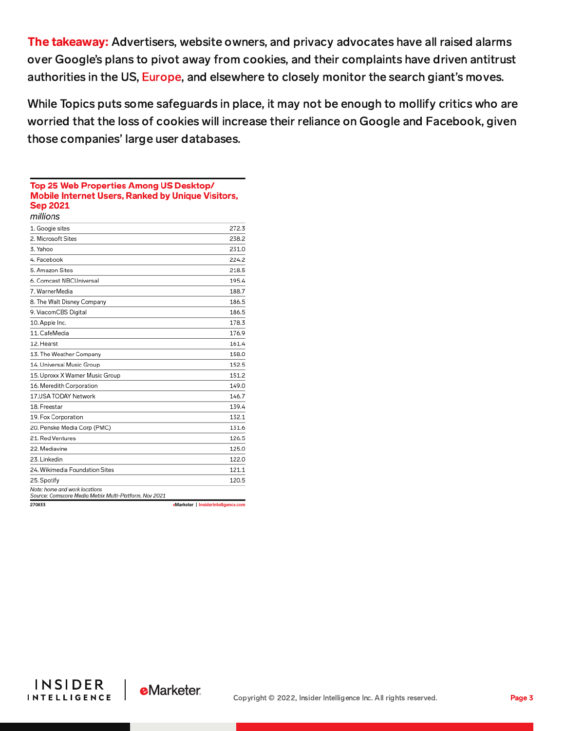**The takeaway:** Advertisers, website owners, and privacy advocates have all raised alarms over Google's plans to pivot away from cookies, and their complaints have driven antitrust authorities in the US, Europe, and elsewhere to closely monitor the search giant's moves.

While Topics puts some safeguards in place, it may not be enough to mollify critics who are worried that the loss of cookies will increase their reliance on Google and Facebook, given those companies' large user databases.

**Top 25 Web Properties Among US Desktop/ Mobile Internet Users, Ranked by Unique Visitors, Sep 2021**

*millions*

| | |
|---|---|
| 1. Google sites | 272.3 |
| 2. Microsoft Sites | 238.2 |
| 3. Yahoo | 231.0 |
| 4. Facebook | 224.2 |
| 5. Amazon Sites | 218.5 |
| 6. Comcast NBCUniversal | 195.4 |
| 7. WarnerMedia | 188.7 |
| 8. The Walt Disney Company | 186.5 |
| 9. ViacomCBS Digital | 186.5 |
| 10. Apple Inc. | 178.3 |
| 11. CafeMedia | 176.9 |
| 12. Hearst | 161.4 |
| 13. The Weather Company | 158.0 |
| 14. Universal Music Group | 152.5 |
| 15. Uproxx X Warner Music Group | 151.2 |
| 16. Meredith Corporation | 149.0 |
| 17. USA TODAY Network | 146.7 |
| 18. Freestar | 139.4 |
| 19. Fox Corporation | 132.1 |
| 20. Penske Media Corp (PMC) | 131.6 |
| 21. Red Ventures | 126.5 |
| 22. Mediavine | 125.0 |
| 23. Linkedin | 122.0 |
| 24. Wikimedia Foundation Sites | 121.1 |
| 25. Spotify | 120.5 |

*Note: home and work locations*
*Source: Comscore Media Metrix Multi-Platform, Nov 2021*

270833

eMarketer | InsiderIntelligence.com